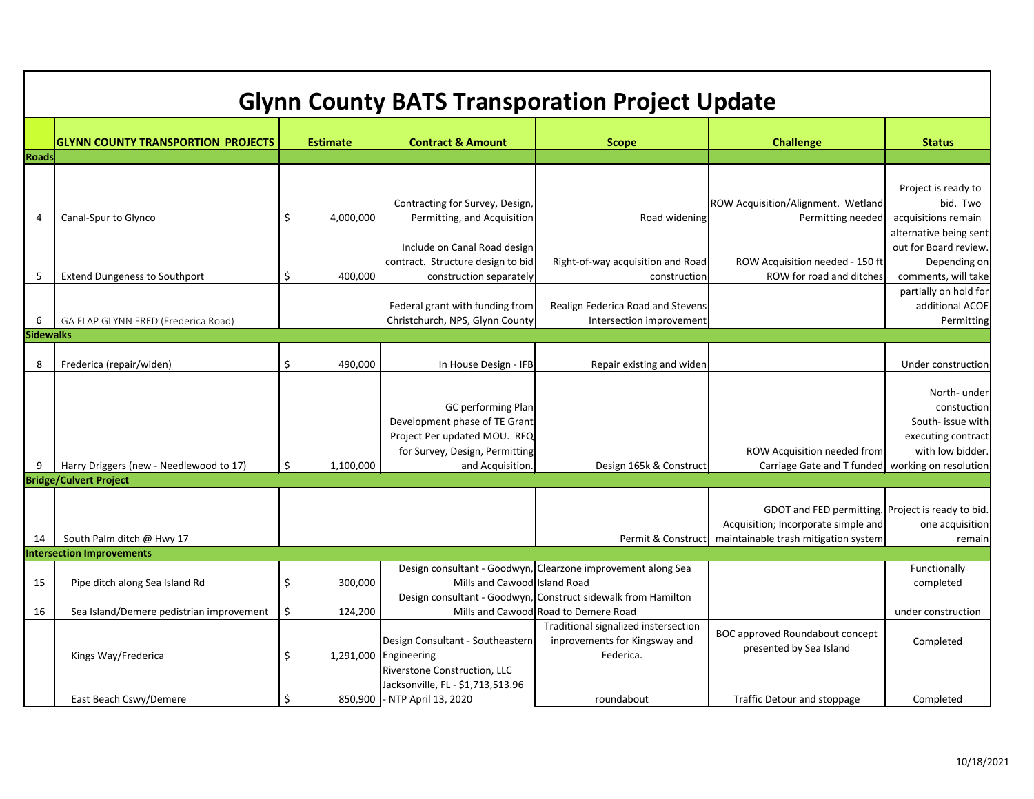# Glynn County BATS Transporation Project Update

| | GLYNN COUNTY TRANSPORTION PROJECTS | Estimate | Contract & Amount | Scope | Challenge | Status |
|---|---|---|---|---|---|---|
| **Roads** | | | | | | |
| 4 | Canal-Spur to Glynco | $ 4,000,000 | Contracting for Survey, Design, Permitting, and Acquisition | Road widening | ROW Acquisition/Alignment. Wetland Permitting needed | Project is ready to bid. Two acquisitions remain |
| 5 | Extend Dungeness to Southport | $ 400,000 | Include on Canal Road design contract. Structure design to bid construction separately | Right-of-way acquisition and Road construction | ROW Acquisition needed - 150 ft ROW for road and ditches | alternative being sent out for Board review. Depending on comments, will take |
| 6 | GA FLAP GLYNN FRED (Frederica Road) | | Federal grant with funding from Christchurch, NPS, Glynn County | Realign Federica Road and Stevens Intersection improvement | | partially on hold for additional ACOE Permitting |
| **Sidewalks** | | | | | | |
| 8 | Frederica (repair/widen) | $ 490,000 | In House Design - IFB | Repair existing and widen | | Under construction |
| 9 | Harry Driggers (new - Needlewood to 17) | $ 1,100,000 | GC performing Plan Development phase of TE Grant Project Per updated MOU. RFQ for Survey, Design, Permitting and Acquisition. | Design 165k & Construct | ROW Acquisition needed from Carriage Gate and T funded | North- under constuction South- issue with executing contract with low bidder. working on resolution |
| **Bridge/Culvert Project** | | | | | | |
| 14 | South Palm ditch @ Hwy 17 | | | Permit & Construct | GDOT and FED permitting. Acquisition; Incorporate simple and maintainable trash mitigation system | Project is ready to bid. one acquisition remain |
| **Intersection Improvements** | | | | | | |
| 15 | Pipe ditch along Sea Island Rd | $ 300,000 | Design consultant - Goodwyn, Mills and Cawood | Clearzone improvement along Sea Island Road | | Functionally completed |
| 16 | Sea Island/Demere pedistrian improvement | $ 124,200 | Design consultant - Goodwyn, Mills and Cawood | Construct sidewalk from Hamilton Road to Demere Road | | under construction |
| | Kings Way/Frederica | $ 1,291,000 | Design Consultant - Southeastern Engineering | Traditional signalized instersection inprovements for Kingsway and Federica. | BOC approved Roundabout concept presented by Sea Island | Completed |
| | East Beach Cswy/Demere | $ 850,900 | Riverstone Construction, LLC Jacksonville, FL - $1,713,513.96 - NTP April 13, 2020 | roundabout | Traffic Detour and stoppage | Completed |

10/18/2021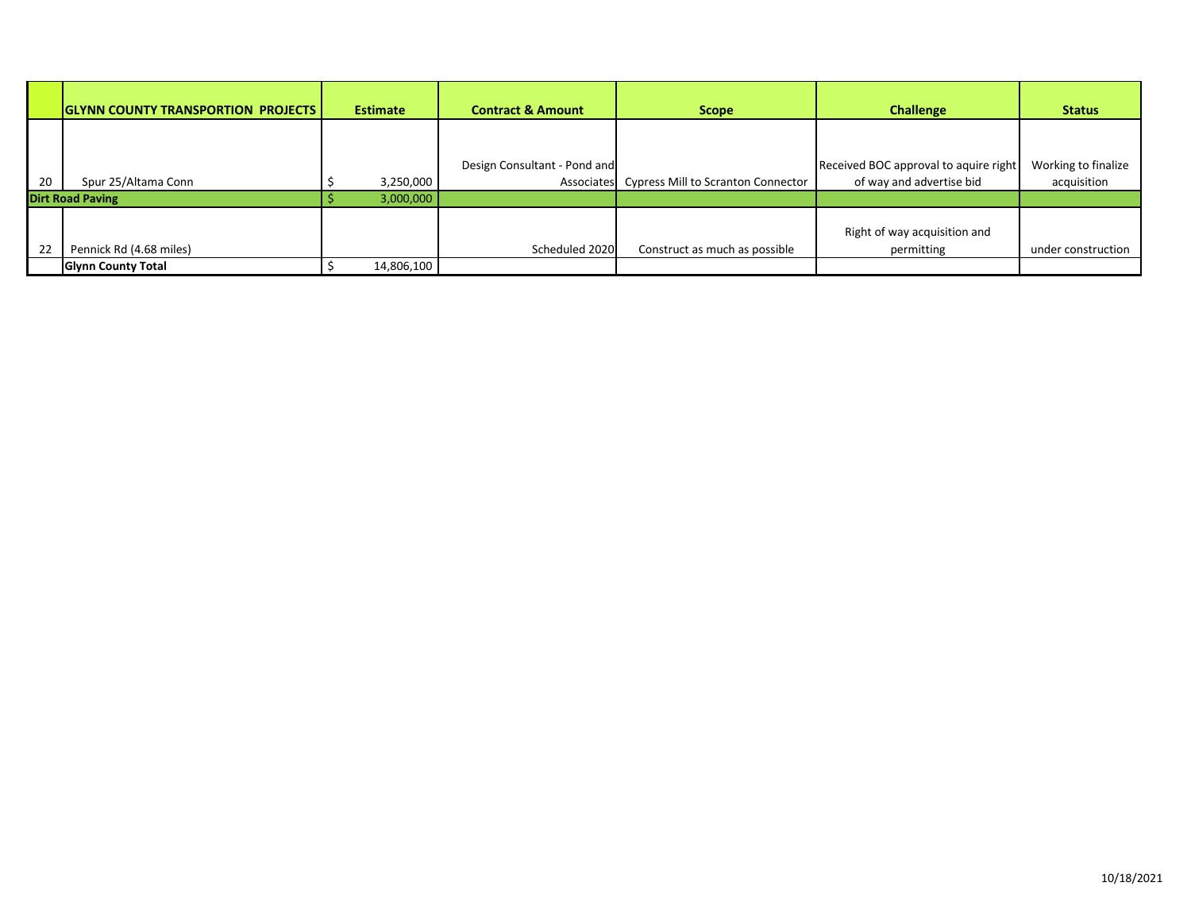| | GLYNN COUNTY TRANSPORTION PROJECTS | Estimate | Contract & Amount | Scope | Challenge | Status |
|---|---|---|---|---|---|---|
| 20 | Spur 25/Altama Conn | $ 3,250,000 | Design Consultant - Pond and Associates | Cypress Mill to Scranton Connector | Received BOC approval to aquire right of way and advertise bid | Working to finalize acquisition |
| **Dirt Road Paving** | | $ 3,000,000 | | | | |
| 22 | Pennick Rd (4.68 miles) | | Scheduled 2020 | Construct as much as possible | Right of way acquisition and permitting | under construction |
| | **Glynn County Total** | $ 14,806,100 | | | | |

10/18/2021